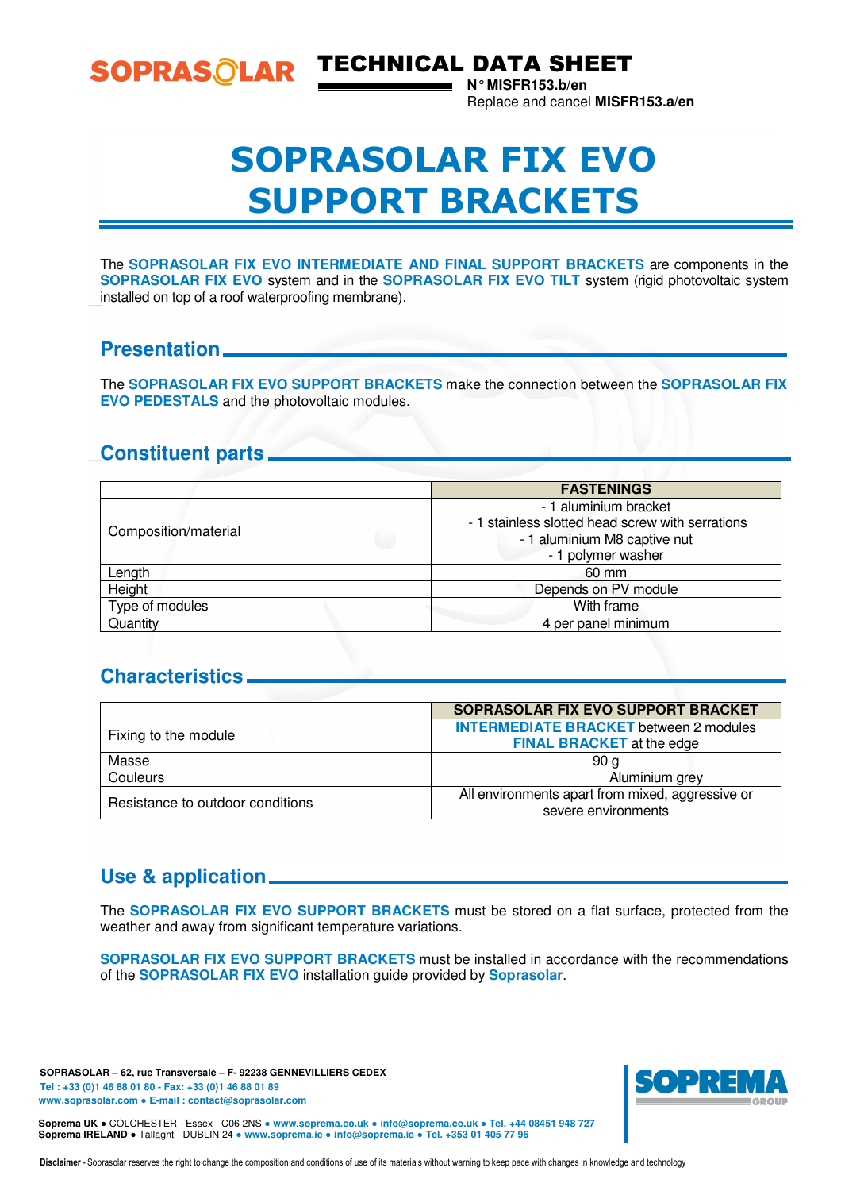SOPRASOLAR

# TECHNICAL DATA SHEET

**N° MISFR153.b/en**
Replace and cancel **MISFR153.a/en**

# SOPRASOLAR FIX EVO SUPPORT BRACKETS

The **SOPRASOLAR FIX EVO INTERMEDIATE AND FINAL SUPPORT BRACKETS** are components in the **SOPRASOLAR FIX EVO** system and in the **SOPRASOLAR FIX EVO TILT** system (rigid photovoltaic system installed on top of a roof waterproofing membrane).

## Presentation

The **SOPRASOLAR FIX EVO SUPPORT BRACKETS** make the connection between the **SOPRASOLAR FIX EVO PEDESTALS** and the photovoltaic modules.

## Constituent parts

| | FASTENINGS |
|---|---|
| Composition/material | - 1 aluminium bracket<br>- 1 stainless slotted head screw with serrations<br>- 1 aluminium M8 captive nut<br>- 1 polymer washer |
| Length | 60 mm |
| Height | Depends on PV module |
| Type of modules | With frame |
| Quantity | 4 per panel minimum |

## Characteristics

| | SOPRASOLAR FIX EVO SUPPORT BRACKET |
|---|---|
| Fixing to the module | **INTERMEDIATE BRACKET** between 2 modules<br>**FINAL BRACKET** at the edge |
| Masse | 90 g |
| Couleurs | Aluminium grey |
| Resistance to outdoor conditions | All environments apart from mixed, aggressive or severe environments |

## Use & application

The **SOPRASOLAR FIX EVO SUPPORT BRACKETS** must be stored on a flat surface, protected from the weather and away from significant temperature variations.

**SOPRASOLAR FIX EVO SUPPORT BRACKETS** must be installed in accordance with the recommendations of the **SOPRASOLAR FIX EVO** installation guide provided by **Soprasolar**.

**SOPRASOLAR – 62, rue Transversale – F- 92238 GENNEVILLIERS CEDEX**
**Tel : +33 (0)1 46 88 01 80 - Fax: +33 (0)1 46 88 01 89**
**www.soprasolar.com ● E-mail : contact@soprasolar.com**

**Soprema UK** ● COLCHESTER - Essex - C06 2NS ● **www.soprema.co.uk** ● **info@soprema.co.uk** ● **Tel. +44 08451 948 727**
**Soprema IRELAND** ● Tallaght - DUBLIN 24 ● **www.soprema.ie** ● **info@soprema.ie** ● **Tel. +353 01 405 77 96**

SOPREMA GROUP

**Disclaimer** - Soprasolar reserves the right to change the composition and conditions of use of its materials without warning to keep pace with changes in knowledge and technology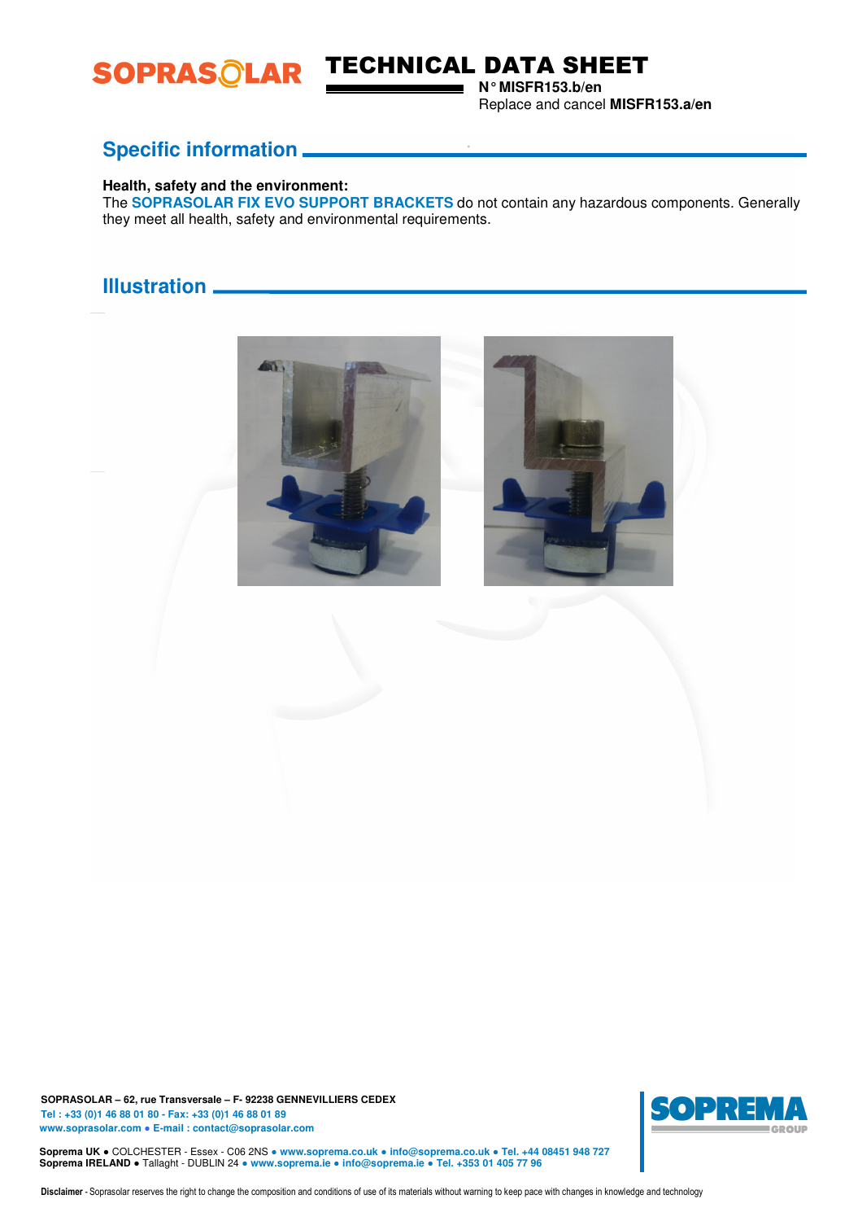## Specific information

**Health, safety and the environment:**
The **SOPRASOLAR FIX EVO SUPPORT BRACKETS** do not contain any hazardous components. Generally they meet all health, safety and environmental requirements.

## Illustration